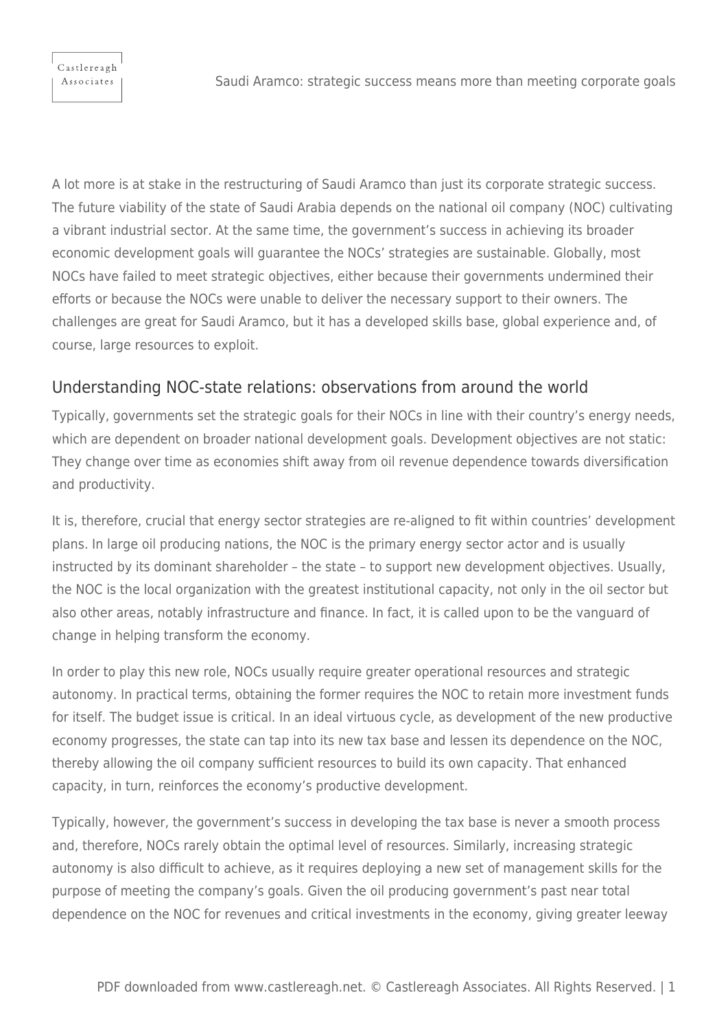A lot more is at stake in the restructuring of Saudi Aramco than just its corporate strategic success. The future viability of the state of Saudi Arabia depends on the national oil company (NOC) cultivating a vibrant industrial sector. At the same time, the government's success in achieving its broader economic development goals will guarantee the NOCs' strategies are sustainable. Globally, most NOCs have failed to meet strategic objectives, either because their governments undermined their efforts or because the NOCs were unable to deliver the necessary support to their owners. The challenges are great for Saudi Aramco, but it has a developed skills base, global experience and, of course, large resources to exploit.

## Understanding NOC-state relations: observations from around the world

Typically, governments set the strategic goals for their NOCs in line with their country's energy needs, which are dependent on broader national development goals. Development objectives are not static: They change over time as economies shift away from oil revenue dependence towards diversification and productivity.

It is, therefore, crucial that energy sector strategies are re-aligned to fit within countries' development plans. In large oil producing nations, the NOC is the primary energy sector actor and is usually instructed by its dominant shareholder – the state – to support new development objectives. Usually, the NOC is the local organization with the greatest institutional capacity, not only in the oil sector but also other areas, notably infrastructure and finance. In fact, it is called upon to be the vanguard of change in helping transform the economy.

In order to play this new role, NOCs usually require greater operational resources and strategic autonomy. In practical terms, obtaining the former requires the NOC to retain more investment funds for itself. The budget issue is critical. In an ideal virtuous cycle, as development of the new productive economy progresses, the state can tap into its new tax base and lessen its dependence on the NOC, thereby allowing the oil company sufficient resources to build its own capacity. That enhanced capacity, in turn, reinforces the economy's productive development.

Typically, however, the government's success in developing the tax base is never a smooth process and, therefore, NOCs rarely obtain the optimal level of resources. Similarly, increasing strategic autonomy is also difficult to achieve, as it requires deploying a new set of management skills for the purpose of meeting the company's goals. Given the oil producing government's past near total dependence on the NOC for revenues and critical investments in the economy, giving greater leeway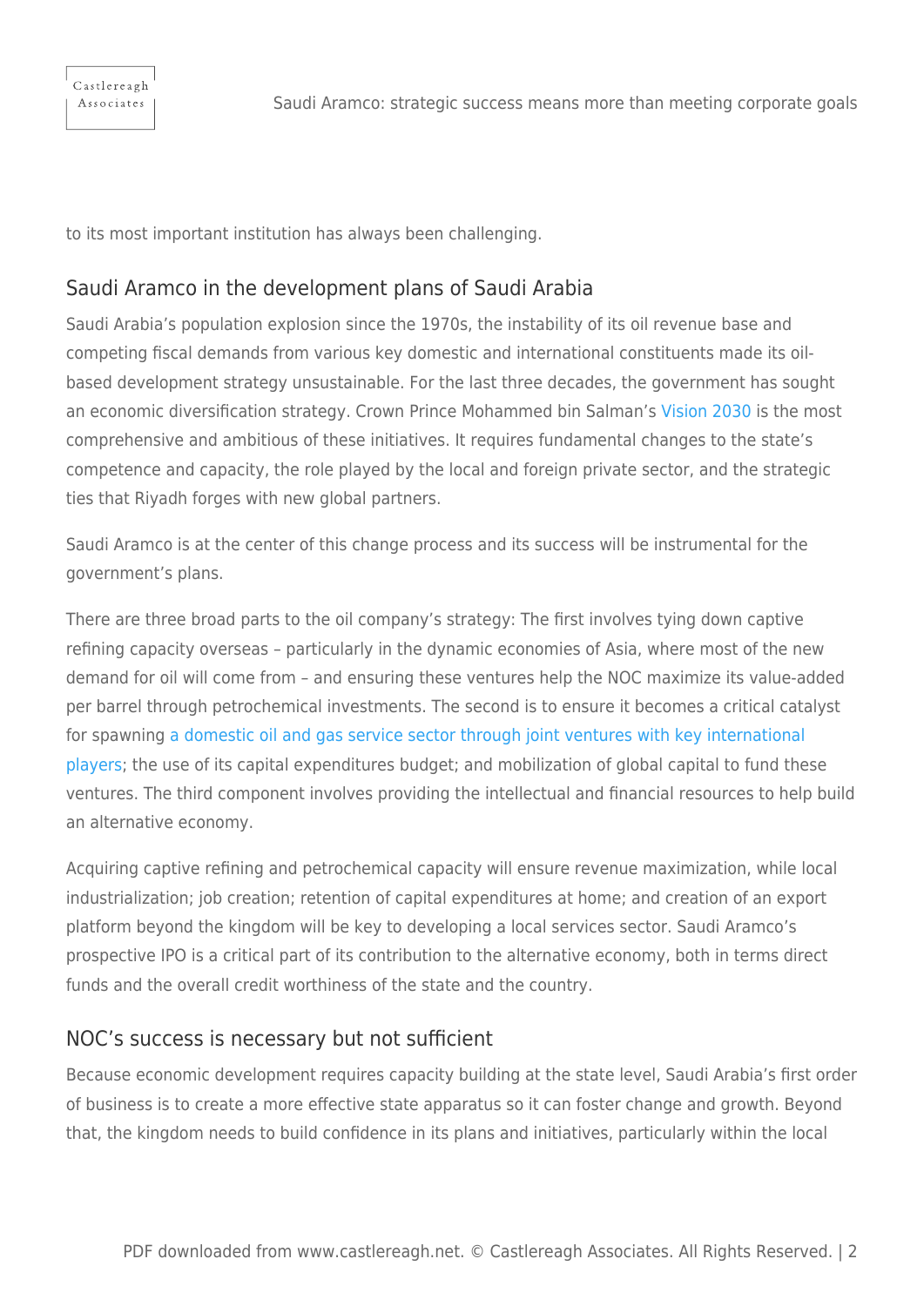to its most important institution has always been challenging.

## Saudi Aramco in the development plans of Saudi Arabia

Saudi Arabia's population explosion since the 1970s, the instability of its oil revenue base and competing fiscal demands from various key domestic and international constituents made its oil-based development strategy unsustainable. For the last three decades, the government has sought an economic diversification strategy. Crown Prince Mohammed bin Salman's Vision 2030 is the most comprehensive and ambitious of these initiatives. It requires fundamental changes to the state's competence and capacity, the role played by the local and foreign private sector, and the strategic ties that Riyadh forges with new global partners.

Saudi Aramco is at the center of this change process and its success will be instrumental for the government's plans.

There are three broad parts to the oil company's strategy: The first involves tying down captive refining capacity overseas – particularly in the dynamic economies of Asia, where most of the new demand for oil will come from – and ensuring these ventures help the NOC maximize its value-added per barrel through petrochemical investments. The second is to ensure it becomes a critical catalyst for spawning a domestic oil and gas service sector through joint ventures with key international players; the use of its capital expenditures budget; and mobilization of global capital to fund these ventures. The third component involves providing the intellectual and financial resources to help build an alternative economy.

Acquiring captive refining and petrochemical capacity will ensure revenue maximization, while local industrialization; job creation; retention of capital expenditures at home; and creation of an export platform beyond the kingdom will be key to developing a local services sector. Saudi Aramco's prospective IPO is a critical part of its contribution to the alternative economy, both in terms direct funds and the overall credit worthiness of the state and the country.

## NOC's success is necessary but not sufficient

Because economic development requires capacity building at the state level, Saudi Arabia's first order of business is to create a more effective state apparatus so it can foster change and growth. Beyond that, the kingdom needs to build confidence in its plans and initiatives, particularly within the local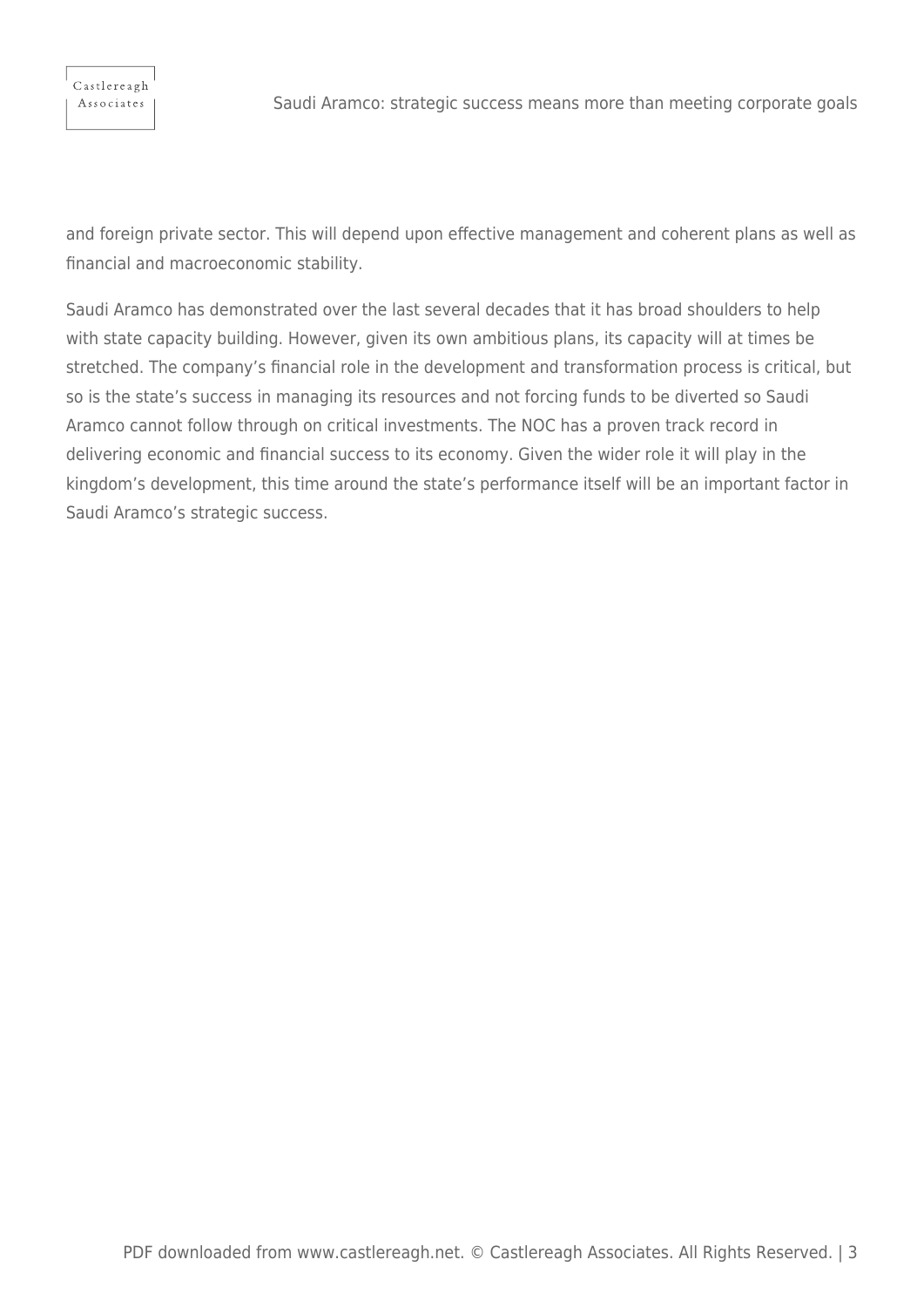and foreign private sector. This will depend upon effective management and coherent plans as well as financial and macroeconomic stability.

Saudi Aramco has demonstrated over the last several decades that it has broad shoulders to help with state capacity building. However, given its own ambitious plans, its capacity will at times be stretched. The company's financial role in the development and transformation process is critical, but so is the state's success in managing its resources and not forcing funds to be diverted so Saudi Aramco cannot follow through on critical investments. The NOC has a proven track record in delivering economic and financial success to its economy. Given the wider role it will play in the kingdom's development, this time around the state's performance itself will be an important factor in Saudi Aramco's strategic success.